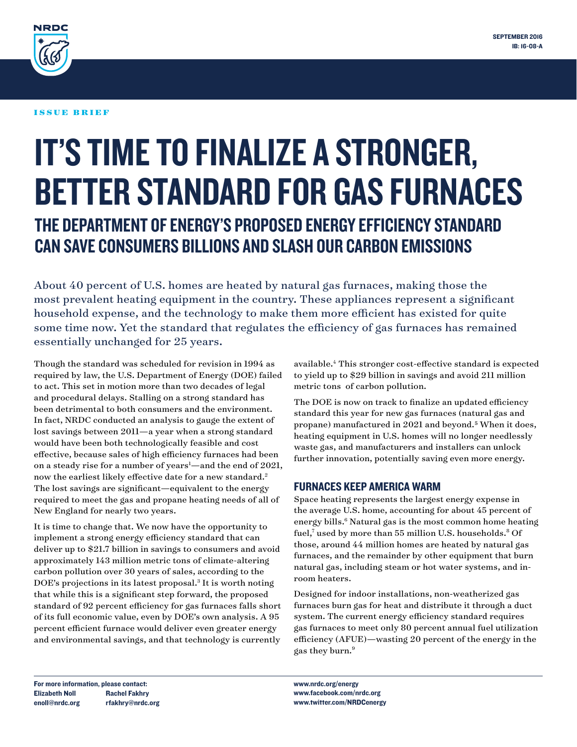NRDC

SEPTEMBER 2016
IB: 16-08-A

ISSUE BRIEF

# IT'S TIME TO FINALIZE A STRONGER, BETTER STANDARD FOR GAS FURNACES

## THE DEPARTMENT OF ENERGY'S PROPOSED ENERGY EFFICIENCY STANDARD CAN SAVE CONSUMERS BILLIONS AND SLASH OUR CARBON EMISSIONS

About 40 percent of U.S. homes are heated by natural gas furnaces, making those the most prevalent heating equipment in the country. These appliances represent a significant household expense, and the technology to make them more efficient has existed for quite some time now. Yet the standard that regulates the efficiency of gas furnaces has remained essentially unchanged for 25 years.

Though the standard was scheduled for revision in 1994 as required by law, the U.S. Department of Energy (DOE) failed to act. This set in motion more than two decades of legal and procedural delays. Stalling on a strong standard has been detrimental to both consumers and the environment. In fact, NRDC conducted an analysis to gauge the extent of lost savings between 2011—a year when a strong standard would have been both technologically feasible and cost effective, because sales of high efficiency furnaces had been on a steady rise for a number of years[1]—and the end of 2021, now the earliest likely effective date for a new standard.[2] The lost savings are significant—equivalent to the energy required to meet the gas and propane heating needs of all of New England for nearly two years.

It is time to change that. We now have the opportunity to implement a strong energy efficiency standard that can deliver up to $21.7 billion in savings to consumers and avoid approximately 143 million metric tons of climate-altering carbon pollution over 30 years of sales, according to the DOE's projections in its latest proposal.[3] It is worth noting that while this is a significant step forward, the proposed standard of 92 percent efficiency for gas furnaces falls short of its full economic value, even by DOE's own analysis. A 95 percent efficient furnace would deliver even greater energy and environmental savings, and that technology is currently available.[4] This stronger cost-effective standard is expected to yield up to $29 billion in savings and avoid 211 million metric tons of carbon pollution.

The DOE is now on track to finalize an updated efficiency standard this year for new gas furnaces (natural gas and propane) manufactured in 2021 and beyond.[5] When it does, heating equipment in U.S. homes will no longer needlessly waste gas, and manufacturers and installers can unlock further innovation, potentially saving even more energy.

### FURNACES KEEP AMERICA WARM

Space heating represents the largest energy expense in the average U.S. home, accounting for about 45 percent of energy bills.[6] Natural gas is the most common home heating fuel,[7] used by more than 55 million U.S. households.[8] Of those, around 44 million homes are heated by natural gas furnaces, and the remainder by other equipment that burn natural gas, including steam or hot water systems, and in-room heaters.

Designed for indoor installations, non-weatherized gas furnaces burn gas for heat and distribute it through a duct system. The current energy efficiency standard requires gas furnaces to meet only 80 percent annual fuel utilization efficiency (AFUE)—wasting 20 percent of the energy in the gas they burn.[9]

For more information, please contact:
Elizabeth Noll — enoll@nrdc.org
Rachel Fakhry — rfakhry@nrdc.org

www.nrdc.org/energy
www.facebook.com/nrdc.org
www.twitter.com/NRDCenergy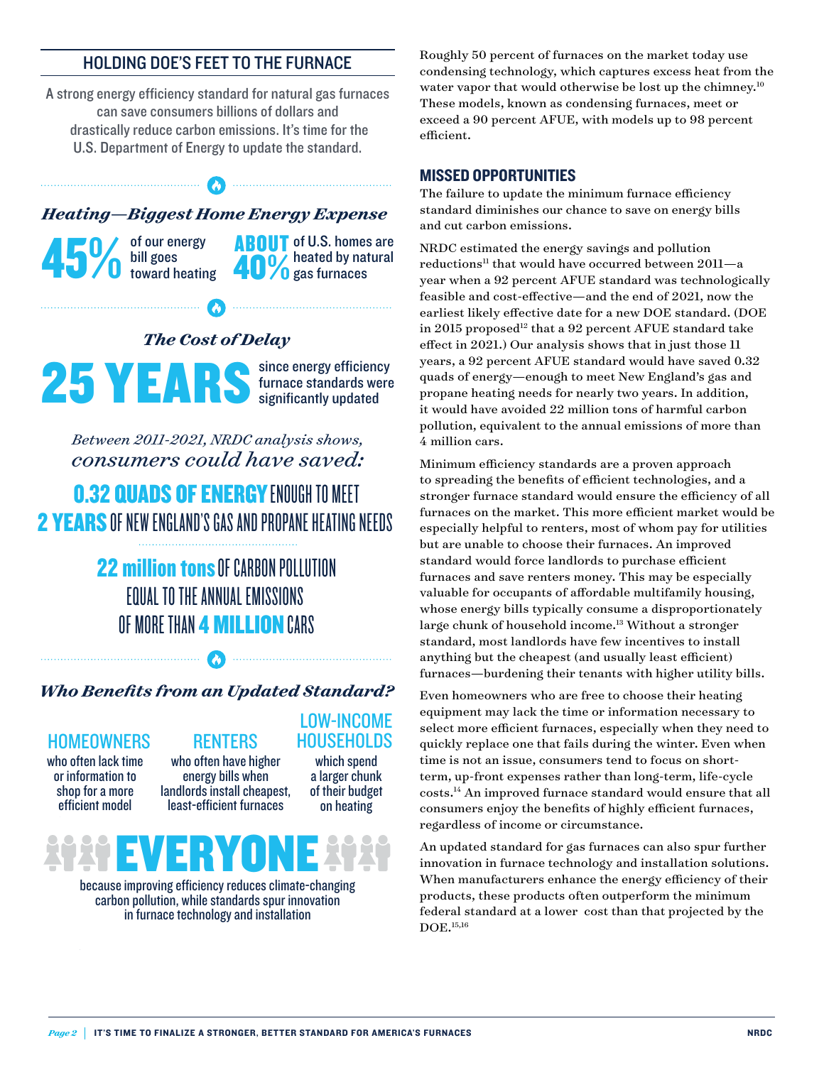## HOLDING DOE'S FEET TO THE FURNACE

A strong energy efficiency standard for natural gas furnaces can save consumers billions of dollars and drastically reduce carbon emissions. It's time for the U.S. Department of Energy to update the standard.

### *Heating—Biggest Home Energy Expense*

**45%** of our energy bill goes toward heating

**ABOUT 40%** of U.S. homes are heated by natural gas furnaces

### *The Cost of Delay*

**25 YEARS** since energy efficiency furnace standards were significantly updated

*Between 2011-2021, NRDC analysis shows, consumers could have saved:*

**0.32 QUADS OF ENERGY** ENOUGH TO MEET **2 YEARS** OF NEW ENGLAND'S GAS AND PROPANE HEATING NEEDS

**22 million tons** OF CARBON POLLUTION EQUAL TO THE ANNUAL EMISSIONS OF MORE THAN **4 MILLION** CARS

### *Who Benefits from an Updated Standard?*

**HOMEOWNERS** who often lack time or information to shop for a more efficient model

**RENTERS** who often have higher energy bills when landlords install cheapest, least-efficient furnaces

**LOW-INCOME HOUSEHOLDS** which spend a larger chunk of their budget on heating

**EVERYONE** because improving efficiency reduces climate-changing carbon pollution, while standards spur innovation in furnace technology and installation

Roughly 50 percent of furnaces on the market today use condensing technology, which captures excess heat from the water vapor that would otherwise be lost up the chimney.[10] These models, known as condensing furnaces, meet or exceed a 90 percent AFUE, with models up to 98 percent efficient.

## MISSED OPPORTUNITIES

The failure to update the minimum furnace efficiency standard diminishes our chance to save on energy bills and cut carbon emissions.

NRDC estimated the energy savings and pollution reductions[11] that would have occurred between 2011—a year when a 92 percent AFUE standard was technologically feasible and cost-effective—and the end of 2021, now the earliest likely effective date for a new DOE standard. (DOE in 2015 proposed[12] that a 92 percent AFUE standard take effect in 2021.) Our analysis shows that in just those 11 years, a 92 percent AFUE standard would have saved 0.32 quads of energy—enough to meet New England's gas and propane heating needs for nearly two years. In addition, it would have avoided 22 million tons of harmful carbon pollution, equivalent to the annual emissions of more than 4 million cars.

Minimum efficiency standards are a proven approach to spreading the benefits of efficient technologies, and a stronger furnace standard would ensure the efficiency of all furnaces on the market. This more efficient market would be especially helpful to renters, most of whom pay for utilities but are unable to choose their furnaces. An improved standard would force landlords to purchase efficient furnaces and save renters money. This may be especially valuable for occupants of affordable multifamily housing, whose energy bills typically consume a disproportionately large chunk of household income.[13] Without a stronger standard, most landlords have few incentives to install anything but the cheapest (and usually least efficient) furnaces—burdening their tenants with higher utility bills.

Even homeowners who are free to choose their heating equipment may lack the time or information necessary to select more efficient furnaces, especially when they need to quickly replace one that fails during the winter. Even when time is not an issue, consumers tend to focus on short-term, up-front expenses rather than long-term, life-cycle costs.[14] An improved furnace standard would ensure that all consumers enjoy the benefits of highly efficient furnaces, regardless of income or circumstance.

An updated standard for gas furnaces can also spur further innovation in furnace technology and installation solutions. When manufacturers enhance the energy efficiency of their products, these products often outperform the minimum federal standard at a lower cost than that projected by the DOE.[15,16]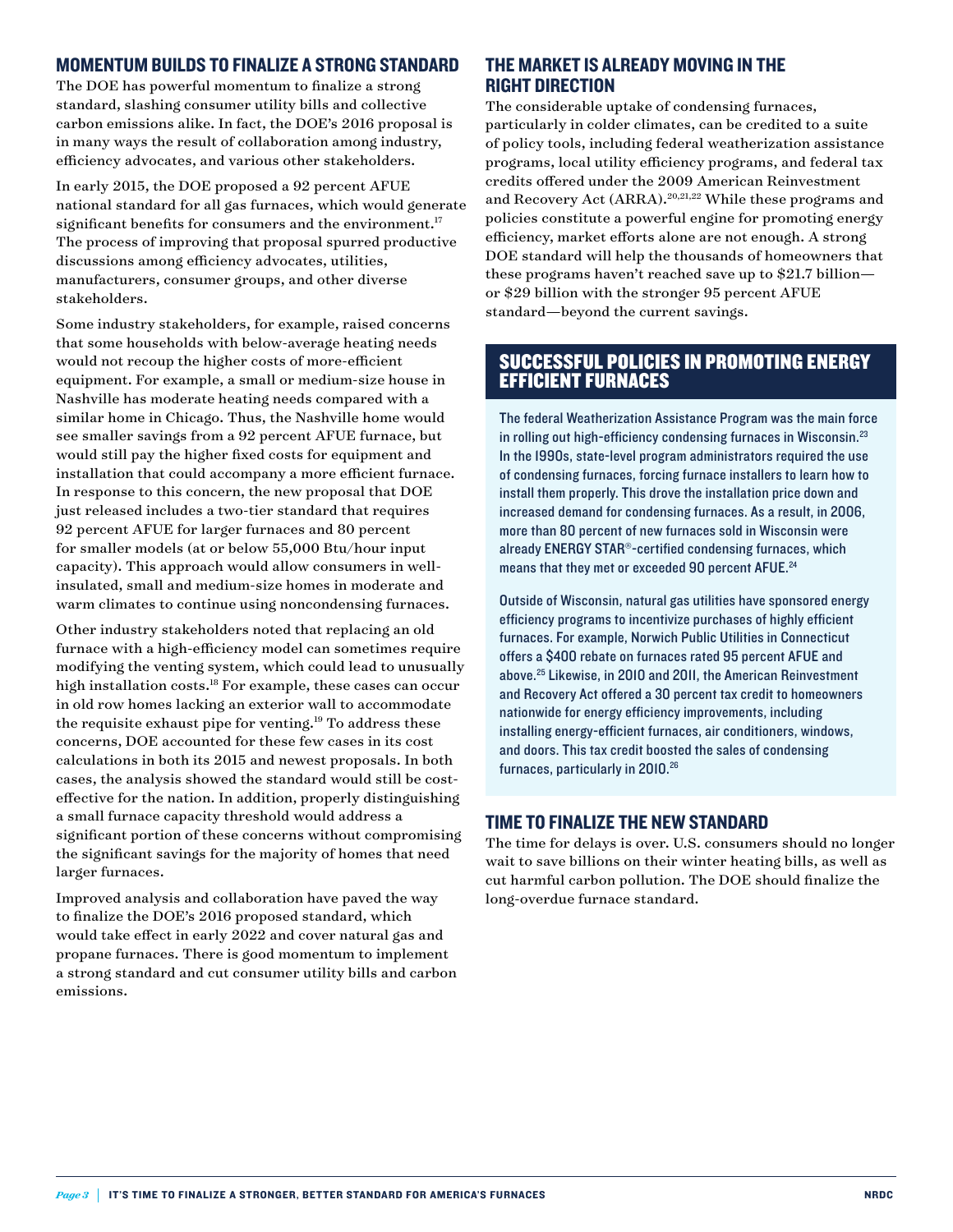## MOMENTUM BUILDS TO FINALIZE A STRONG STANDARD

The DOE has powerful momentum to finalize a strong standard, slashing consumer utility bills and collective carbon emissions alike. In fact, the DOE's 2016 proposal is in many ways the result of collaboration among industry, efficiency advocates, and various other stakeholders.

In early 2015, the DOE proposed a 92 percent AFUE national standard for all gas furnaces, which would generate significant benefits for consumers and the environment.[17] The process of improving that proposal spurred productive discussions among efficiency advocates, utilities, manufacturers, consumer groups, and other diverse stakeholders.

Some industry stakeholders, for example, raised concerns that some households with below-average heating needs would not recoup the higher costs of more-efficient equipment. For example, a small or medium-size house in Nashville has moderate heating needs compared with a similar home in Chicago. Thus, the Nashville home would see smaller savings from a 92 percent AFUE furnace, but would still pay the higher fixed costs for equipment and installation that could accompany a more efficient furnace. In response to this concern, the new proposal that DOE just released includes a two-tier standard that requires 92 percent AFUE for larger furnaces and 80 percent for smaller models (at or below 55,000 Btu/hour input capacity). This approach would allow consumers in well-insulated, small and medium-size homes in moderate and warm climates to continue using noncondensing furnaces.

Other industry stakeholders noted that replacing an old furnace with a high-efficiency model can sometimes require modifying the venting system, which could lead to unusually high installation costs.[18] For example, these cases can occur in old row homes lacking an exterior wall to accommodate the requisite exhaust pipe for venting.[19] To address these concerns, DOE accounted for these few cases in its cost calculations in both its 2015 and newest proposals. In both cases, the analysis showed the standard would still be cost-effective for the nation. In addition, properly distinguishing a small furnace capacity threshold would address a significant portion of these concerns without compromising the significant savings for the majority of homes that need larger furnaces.

Improved analysis and collaboration have paved the way to finalize the DOE's 2016 proposed standard, which would take effect in early 2022 and cover natural gas and propane furnaces. There is good momentum to implement a strong standard and cut consumer utility bills and carbon emissions.

## THE MARKET IS ALREADY MOVING IN THE RIGHT DIRECTION

The considerable uptake of condensing furnaces, particularly in colder climates, can be credited to a suite of policy tools, including federal weatherization assistance programs, local utility efficiency programs, and federal tax credits offered under the 2009 American Reinvestment and Recovery Act (ARRA).[20,21,22] While these programs and policies constitute a powerful engine for promoting energy efficiency, market efforts alone are not enough. A strong DOE standard will help the thousands of homeowners that these programs haven't reached save up to $21.7 billion—or $29 billion with the stronger 95 percent AFUE standard—beyond the current savings.

### SUCCESSFUL POLICIES IN PROMOTING ENERGY EFFICIENT FURNACES

The federal Weatherization Assistance Program was the main force in rolling out high-efficiency condensing furnaces in Wisconsin.[23] In the 1990s, state-level program administrators required the use of condensing furnaces, forcing furnace installers to learn how to install them properly. This drove the installation price down and increased demand for condensing furnaces. As a result, in 2006, more than 80 percent of new furnaces sold in Wisconsin were already ENERGY STAR®-certified condensing furnaces, which means that they met or exceeded 90 percent AFUE.[24]

Outside of Wisconsin, natural gas utilities have sponsored energy efficiency programs to incentivize purchases of highly efficient furnaces. For example, Norwich Public Utilities in Connecticut offers a $400 rebate on furnaces rated 95 percent AFUE and above.[25] Likewise, in 2010 and 2011, the American Reinvestment and Recovery Act offered a 30 percent tax credit to homeowners nationwide for energy efficiency improvements, including installing energy-efficient furnaces, air conditioners, windows, and doors. This tax credit boosted the sales of condensing furnaces, particularly in 2010.[26]

## TIME TO FINALIZE THE NEW STANDARD

The time for delays is over. U.S. consumers should no longer wait to save billions on their winter heating bills, as well as cut harmful carbon pollution. The DOE should finalize the long-overdue furnace standard.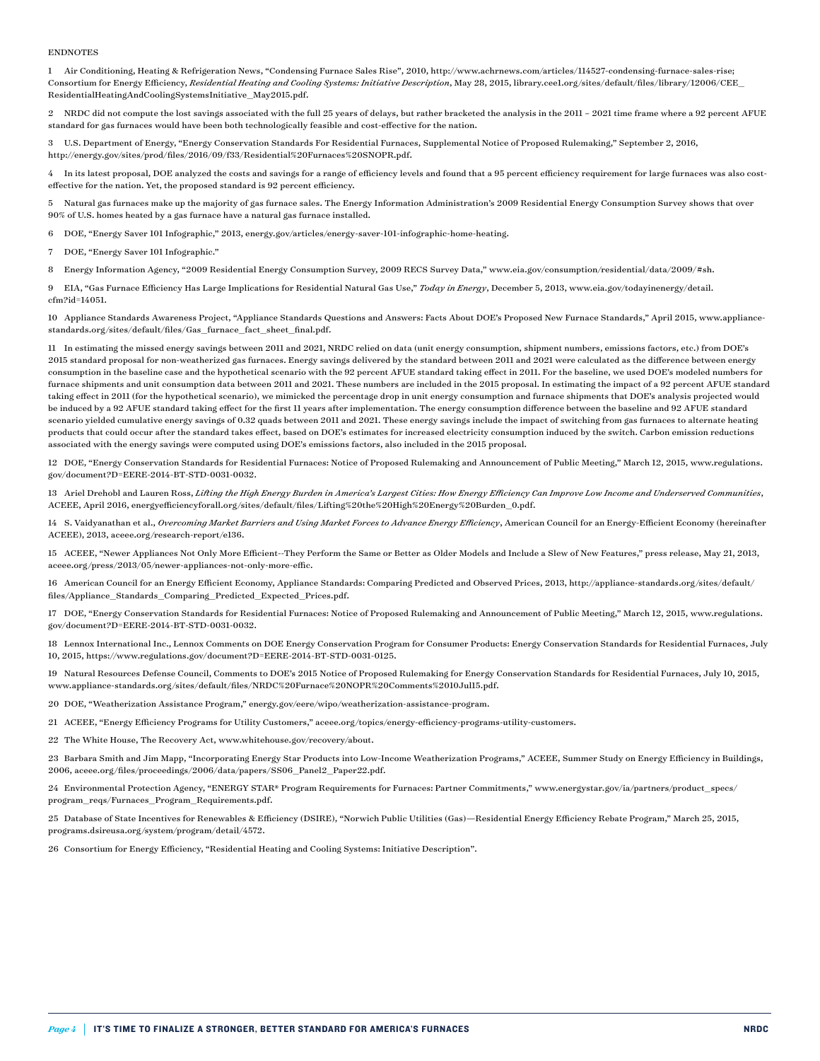ENDNOTES

1 Air Conditioning, Heating & Refrigeration News, "Condensing Furnace Sales Rise", 2010, http://www.achrnews.com/articles/114527-condensing-furnace-sales-rise; Consortium for Energy Efficiency, *Residential Heating and Cooling Systems: Initiative Description*, May 28, 2015, library.cee1.org/sites/default/files/library/12006/CEE_ResidentialHeatingAndCoolingSystemsInitiative_May2015.pdf.

2 NRDC did not compute the lost savings associated with the full 25 years of delays, but rather bracketed the analysis in the 2011 – 2021 time frame where a 92 percent AFUE standard for gas furnaces would have been both technologically feasible and cost-effective for the nation.

3 U.S. Department of Energy, "Energy Conservation Standards For Residential Furnaces, Supplemental Notice of Proposed Rulemaking," September 2, 2016, http://energy.gov/sites/prod/files/2016/09/f33/Residential%20Furnaces%20SNOPR.pdf.

4 In its latest proposal, DOE analyzed the costs and savings for a range of efficiency levels and found that a 95 percent efficiency requirement for large furnaces was also cost-effective for the nation. Yet, the proposed standard is 92 percent efficiency.

5 Natural gas furnaces make up the majority of gas furnace sales. The Energy Information Administration's 2009 Residential Energy Consumption Survey shows that over 90% of U.S. homes heated by a gas furnace have a natural gas furnace installed.

6 DOE, "Energy Saver 101 Infographic," 2013, energy.gov/articles/energy-saver-101-infographic-home-heating.

7 DOE, "Energy Saver 101 Infographic."

8 Energy Information Agency, "2009 Residential Energy Consumption Survey, 2009 RECS Survey Data," www.eia.gov/consumption/residential/data/2009/#sh.

9 EIA, "Gas Furnace Efficiency Has Large Implications for Residential Natural Gas Use," *Today in Energy*, December 5, 2013, www.eia.gov/todayinenergy/detail.cfm?id=14051.

10 Appliance Standards Awareness Project, "Appliance Standards Questions and Answers: Facts About DOE's Proposed New Furnace Standards," April 2015, www.appliance-standards.org/sites/default/files/Gas_furnace_fact_sheet_final.pdf.

11 In estimating the missed energy savings between 2011 and 2021, NRDC relied on data (unit energy consumption, shipment numbers, emissions factors, etc.) from DOE's 2015 standard proposal for non-weatherized gas furnaces. Energy savings delivered by the standard between 2011 and 2021 were calculated as the difference between energy consumption in the baseline case and the hypothetical scenario with the 92 percent AFUE standard taking effect in 2011. For the baseline, we used DOE's modeled numbers for furnace shipments and unit consumption data between 2011 and 2021. These numbers are included in the 2015 proposal. In estimating the impact of a 92 percent AFUE standard taking effect in 2011 (for the hypothetical scenario), we mimicked the percentage drop in unit energy consumption and furnace shipments that DOE's analysis projected would be induced by a 92 AFUE standard taking effect for the first 11 years after implementation. The energy consumption difference between the baseline and 92 AFUE standard scenario yielded cumulative energy savings of 0.32 quads between 2011 and 2021. These energy savings include the impact of switching from gas furnaces to alternate heating products that could occur after the standard takes effect, based on DOE's estimates for increased electricity consumption induced by the switch. Carbon emission reductions associated with the energy savings were computed using DOE's emissions factors, also included in the 2015 proposal.

12 DOE, "Energy Conservation Standards for Residential Furnaces: Notice of Proposed Rulemaking and Announcement of Public Meeting," March 12, 2015, www.regulations.gov/document?D=EERE-2014-BT-STD-0031-0032.

13 Ariel Drehobl and Lauren Ross, *Lifting the High Energy Burden in America's Largest Cities: How Energy Efficiency Can Improve Low Income and Underserved Communities*, ACEEE, April 2016, energyefficiencyforall.org/sites/default/files/Lifting%20the%20High%20Energy%20Burden_0.pdf.

14 S. Vaidyanathan et al., *Overcoming Market Barriers and Using Market Forces to Advance Energy Efficiency*, American Council for an Energy-Efficient Economy (hereinafter ACEEE), 2013, aceee.org/research-report/e136.

15 ACEEE, "Newer Appliances Not Only More Efficient--They Perform the Same or Better as Older Models and Include a Slew of New Features," press release, May 21, 2013, aceee.org/press/2013/05/newer-appliances-not-only-more-effic.

16 American Council for an Energy Efficient Economy, Appliance Standards: Comparing Predicted and Observed Prices, 2013, http://appliance-standards.org/sites/default/files/Appliance_Standards_Comparing_Predicted_Expected_Prices.pdf.

17 DOE, "Energy Conservation Standards for Residential Furnaces: Notice of Proposed Rulemaking and Announcement of Public Meeting," March 12, 2015, www.regulations.gov/document?D=EERE-2014-BT-STD-0031-0032.

18 Lennox International Inc., Lennox Comments on DOE Energy Conservation Program for Consumer Products: Energy Conservation Standards for Residential Furnaces, July 10, 2015, https://www.regulations.gov/document?D=EERE-2014-BT-STD-0031-0125.

19 Natural Resources Defense Council, Comments to DOE's 2015 Notice of Proposed Rulemaking for Energy Conservation Standards for Residential Furnaces, July 10, 2015, www.appliance-standards.org/sites/default/files/NRDC%20Furnace%20NOPR%20Comments%2010Jul15.pdf.

20 DOE, "Weatherization Assistance Program," energy.gov/eere/wipo/weatherization-assistance-program.

21 ACEEE, "Energy Efficiency Programs for Utility Customers," aceee.org/topics/energy-efficiency-programs-utility-customers.

22 The White House, The Recovery Act, www.whitehouse.gov/recovery/about.

23 Barbara Smith and Jim Mapp, "Incorporating Energy Star Products into Low-Income Weatherization Programs," ACEEE, Summer Study on Energy Efficiency in Buildings, 2006, aceee.org/files/proceedings/2006/data/papers/SS06_Panel2_Paper22.pdf.

24 Environmental Protection Agency, "ENERGY STAR® Program Requirements for Furnaces: Partner Commitments," www.energystar.gov/ia/partners/product_specs/program_reqs/Furnaces_Program_Requirements.pdf.

25 Database of State Incentives for Renewables & Efficiency (DSIRE), "Norwich Public Utilities (Gas)—Residential Energy Efficiency Rebate Program," March 25, 2015, programs.dsireusa.org/system/program/detail/4572.

26 Consortium for Energy Efficiency, "Residential Heating and Cooling Systems: Initiative Description".